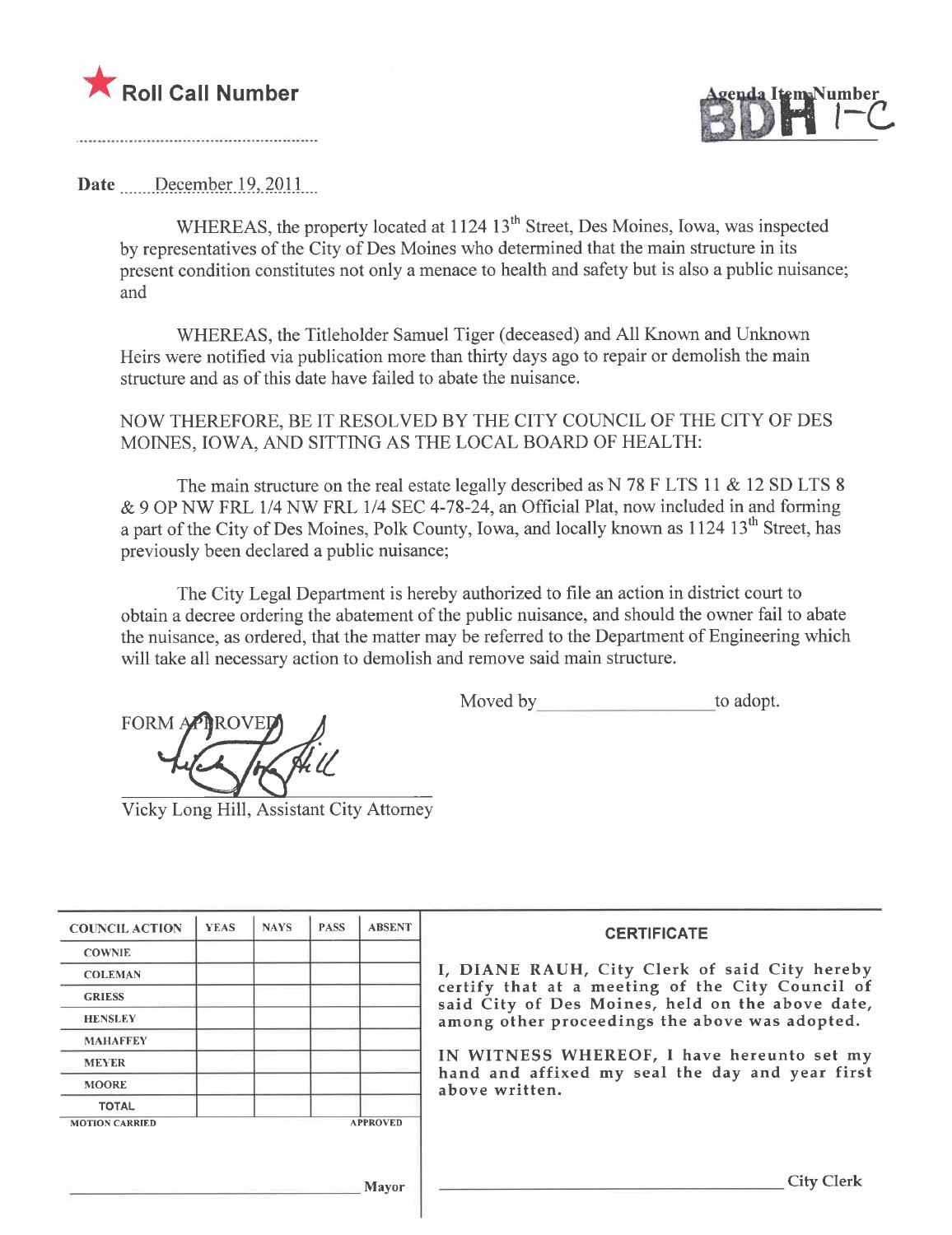★ **Roll Call Number**

..........................................................

Agenda Item Number
BDH 1-C

Date December 19, 2011

WHEREAS, the property located at 1124 13th Street, Des Moines, Iowa, was inspected by representatives of the City of Des Moines who determined that the main structure in its present condition constitutes not only a menace to health and safety but is also a public nuisance; and

WHEREAS, the Titleholder Samuel Tiger (deceased) and All Known and Unknown Heirs were notified via publication more than thirty days ago to repair or demolish the main structure and as of this date have failed to abate the nuisance.

NOW THEREFORE, BE IT RESOLVED BY THE CITY COUNCIL OF THE CITY OF DES MOINES, IOWA, AND SITTING AS THE LOCAL BOARD OF HEALTH:

The main structure on the real estate legally described as N 78 F LTS 11 & 12 SD LTS 8 & 9 OP NW FRL 1/4 NW FRL 1/4 SEC 4-78-24, an Official Plat, now included in and forming a part of the City of Des Moines, Polk County, Iowa, and locally known as 1124 13th Street, has previously been declared a public nuisance;

The City Legal Department is hereby authorized to file an action in district court to obtain a decree ordering the abatement of the public nuisance, and should the owner fail to abate the nuisance, as ordered, that the matter may be referred to the Department of Engineering which will take all necessary action to demolish and remove said main structure.

Moved by ____________________ to adopt.

FORM APPROVED

Vicky Long Hill, Assistant City Attorney

| COUNCIL ACTION | YEAS | NAYS | PASS | ABSENT |
| --- | --- | --- | --- | --- |
| COWNIE | | | | |
| COLEMAN | | | | |
| GRIESS | | | | |
| HENSLEY | | | | |
| MAHAFFEY | | | | |
| MEYER | | | | |
| MOORE | | | | |
| TOTAL | | | | |
| MOTION CARRIED | | | | APPROVED |

______________________________ Mayor

**CERTIFICATE**

I, DIANE RAUH, City Clerk of said City hereby certify that at a meeting of the City Council of said City of Des Moines, held on the above date, among other proceedings the above was adopted.

IN WITNESS WHEREOF, I have hereunto set my hand and affixed my seal the day and year first above written.

______________________________ City Clerk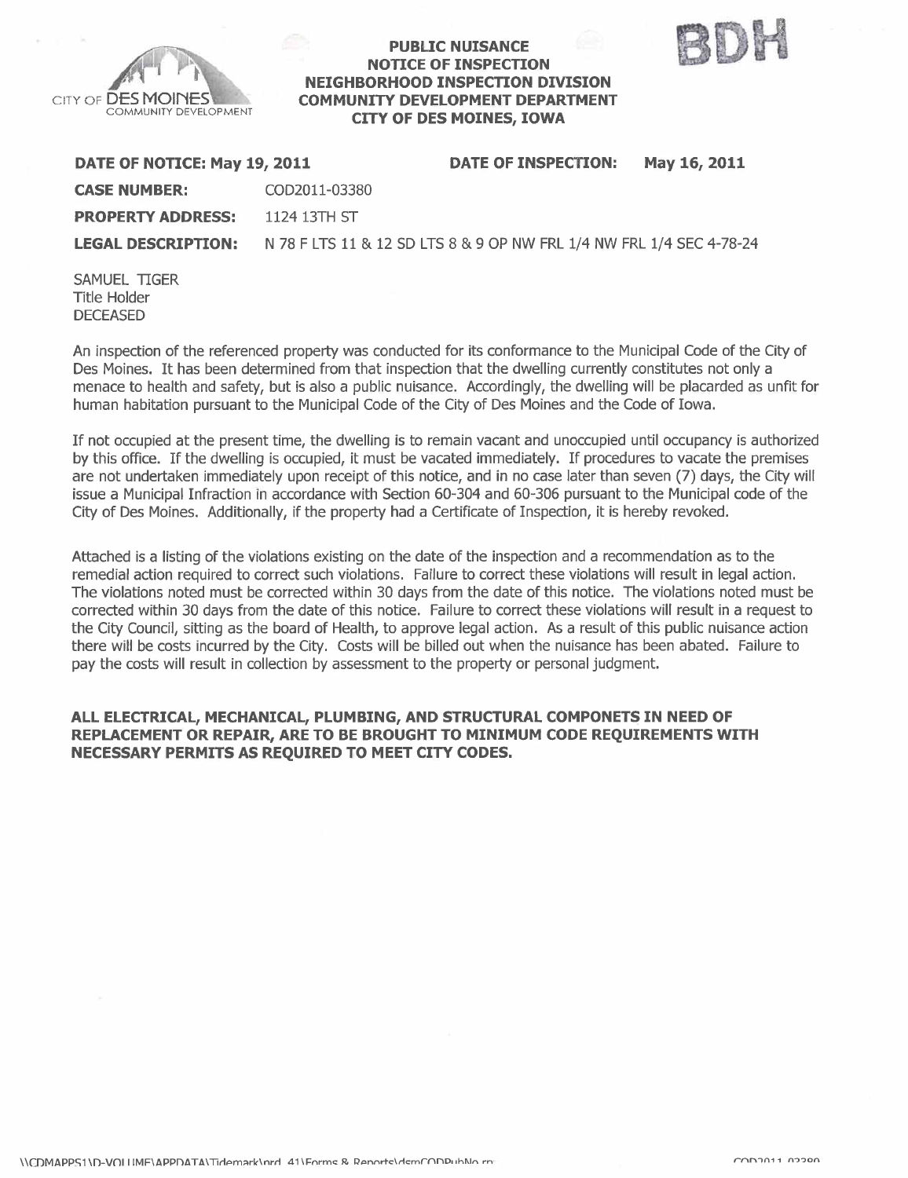# PUBLIC NUISANCE NOTICE OF INSPECTION NEIGHBORHOOD INSPECTION DIVISION COMMUNITY DEVELOPMENT DEPARTMENT CITY OF DES MOINES, IOWA

CITY OF DES MOINES COMMUNITY DEVELOPMENT

BDH

**DATE OF NOTICE: May 19, 2011** **DATE OF INSPECTION: May 16, 2011**

**CASE NUMBER:** COD2011-03380

**PROPERTY ADDRESS:** 1124 13TH ST

**LEGAL DESCRIPTION:** N 78 F LTS 11 & 12 SD LTS 8 & 9 OP NW FRL 1/4 NW FRL 1/4 SEC 4-78-24

SAMUEL TIGER
Title Holder
DECEASED

An inspection of the referenced property was conducted for its conformance to the Municipal Code of the City of Des Moines. It has been determined from that inspection that the dwelling currently constitutes not only a menace to health and safety, but is also a public nuisance. Accordingly, the dwelling will be placarded as unfit for human habitation pursuant to the Municipal Code of the City of Des Moines and the Code of Iowa.

If not occupied at the present time, the dwelling is to remain vacant and unoccupied until occupancy is authorized by this office. If the dwelling is occupied, it must be vacated immediately. If procedures to vacate the premises are not undertaken immediately upon receipt of this notice, and in no case later than seven (7) days, the City will issue a Municipal Infraction in accordance with Section 60-304 and 60-306 pursuant to the Municipal code of the City of Des Moines. Additionally, if the property had a Certificate of Inspection, it is hereby revoked.

Attached is a listing of the violations existing on the date of the inspection and a recommendation as to the remedial action required to correct such violations. Failure to correct these violations will result in legal action. The violations noted must be corrected within 30 days from the date of this notice. The violations noted must be corrected within 30 days from the date of this notice. Failure to correct these violations will result in a request to the City Council, sitting as the board of Health, to approve legal action. As a result of this public nuisance action there will be costs incurred by the City. Costs will be billed out when the nuisance has been abated. Failure to pay the costs will result in collection by assessment to the property or personal judgment.

**ALL ELECTRICAL, MECHANICAL, PLUMBING, AND STRUCTURAL COMPONETS IN NEED OF REPLACEMENT OR REPAIR, ARE TO BE BROUGHT TO MINIMUM CODE REQUIREMENTS WITH NECESSARY PERMITS AS REQUIRED TO MEET CITY CODES.**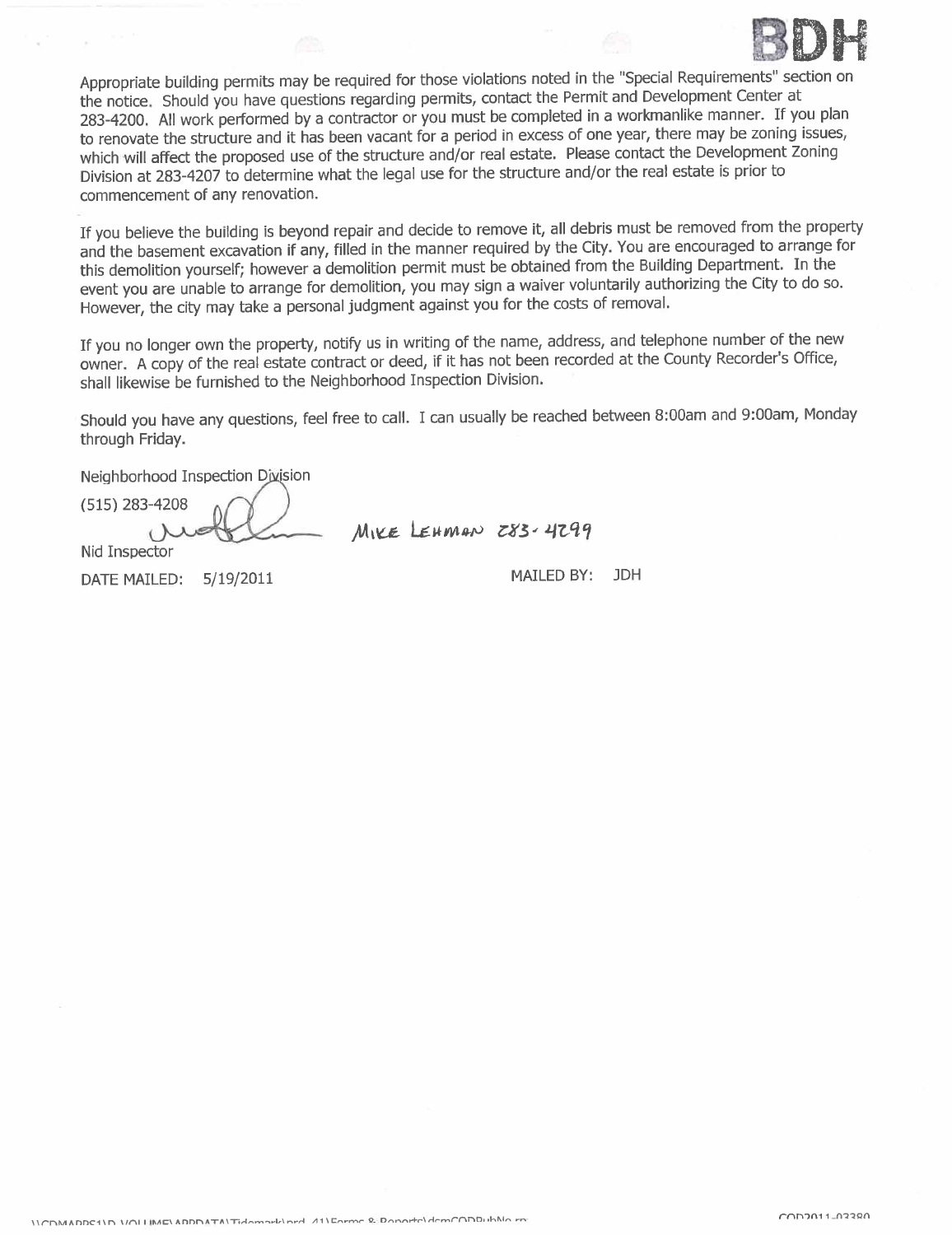Appropriate building permits may be required for those violations noted in the "Special Requirements" section on the notice. Should you have questions regarding permits, contact the Permit and Development Center at 283-4200. All work performed by a contractor or you must be completed in a workmanlike manner. If you plan to renovate the structure and it has been vacant for a period in excess of one year, there may be zoning issues, which will affect the proposed use of the structure and/or real estate. Please contact the Development Zoning Division at 283-4207 to determine what the legal use for the structure and/or the real estate is prior to commencement of any renovation.

If you believe the building is beyond repair and decide to remove it, all debris must be removed from the property and the basement excavation if any, filled in the manner required by the City. You are encouraged to arrange for this demolition yourself; however a demolition permit must be obtained from the Building Department. In the event you are unable to arrange for demolition, you may sign a waiver voluntarily authorizing the City to do so. However, the city may take a personal judgment against you for the costs of removal.

If you no longer own the property, notify us in writing of the name, address, and telephone number of the new owner. A copy of the real estate contract or deed, if it has not been recorded at the County Recorder's Office, shall likewise be furnished to the Neighborhood Inspection Division.

Should you have any questions, feel free to call. I can usually be reached between 8:00am and 9:00am, Monday through Friday.

Neighborhood Inspection Division

(515) 283-4208

MIKE LEHMAN 283-4299

Nid Inspector

DATE MAILED: 5/19/2011 MAILED BY: JDH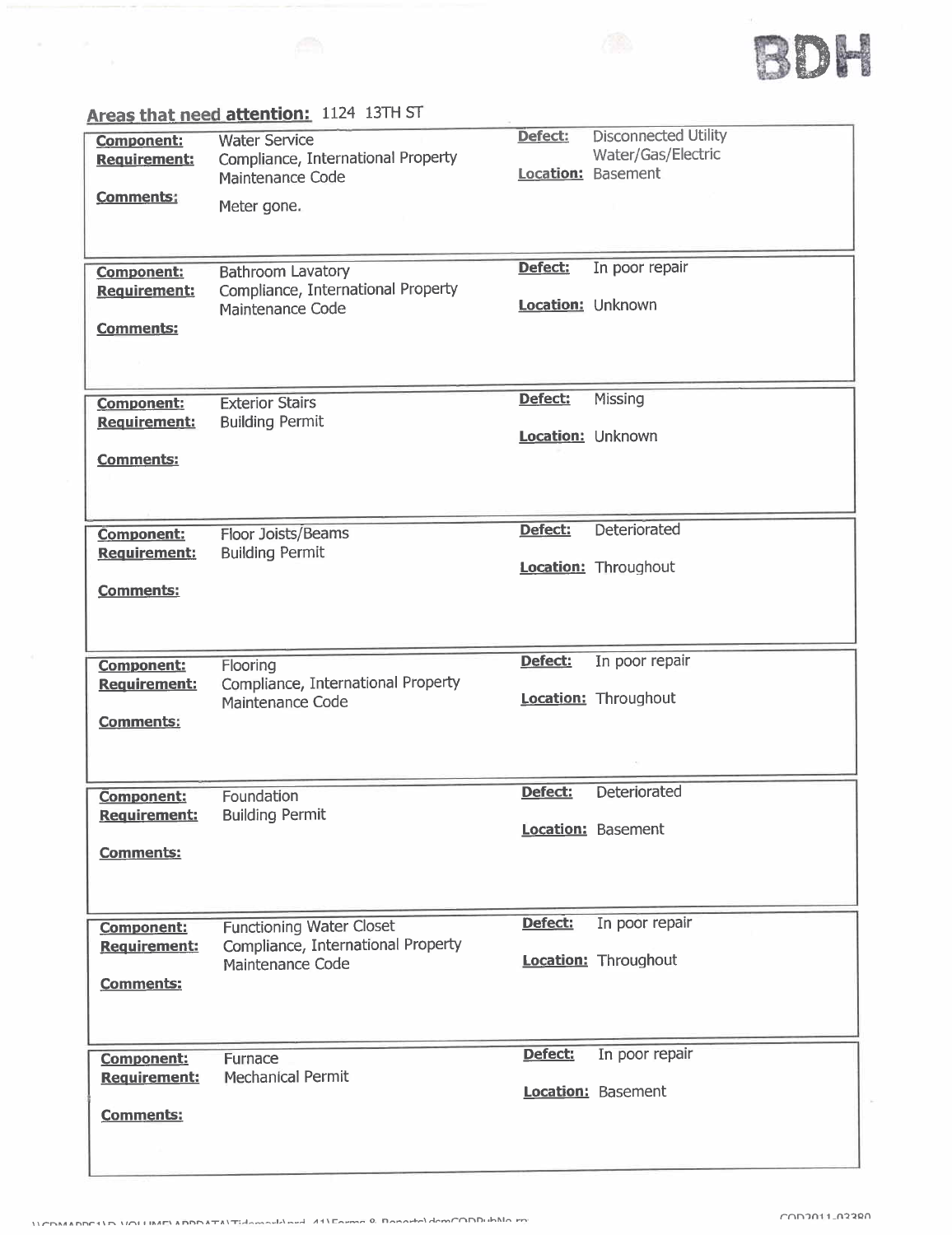BDH

## Areas that need attention: 1124 13TH ST

| | | | |
|---|---|---|---|
| **Component:** | Water Service | **Defect:** | Disconnected Utility Water/Gas/Electric |
| **Requirement:** | Compliance, International Property Maintenance Code | **Location:** | Basement |
| **Comments:** | Meter gone. | | |

| | | | |
|---|---|---|---|
| **Component:** | Bathroom Lavatory | **Defect:** | In poor repair |
| **Requirement:** | Compliance, International Property Maintenance Code | **Location:** | Unknown |
| **Comments:** | | | |

| | | | |
|---|---|---|---|
| **Component:** | Exterior Stairs | **Defect:** | Missing |
| **Requirement:** | Building Permit | **Location:** | Unknown |
| **Comments:** | | | |

| | | | |
|---|---|---|---|
| **Component:** | Floor Joists/Beams | **Defect:** | Deteriorated |
| **Requirement:** | Building Permit | **Location:** | Throughout |
| **Comments:** | | | |

| | | | |
|---|---|---|---|
| **Component:** | Flooring | **Defect:** | In poor repair |
| **Requirement:** | Compliance, International Property Maintenance Code | **Location:** | Throughout |
| **Comments:** | | | |

| | | | |
|---|---|---|---|
| **Component:** | Foundation | **Defect:** | Deteriorated |
| **Requirement:** | Building Permit | **Location:** | Basement |
| **Comments:** | | | |

| | | | |
|---|---|---|---|
| **Component:** | Functioning Water Closet | **Defect:** | In poor repair |
| **Requirement:** | Compliance, International Property Maintenance Code | **Location:** | Throughout |
| **Comments:** | | | |

| | | | |
|---|---|---|---|
| **Component:** | Furnace | **Defect:** | In poor repair |
| **Requirement:** | Mechanical Permit | **Location:** | Basement |
| **Comments:** | | | |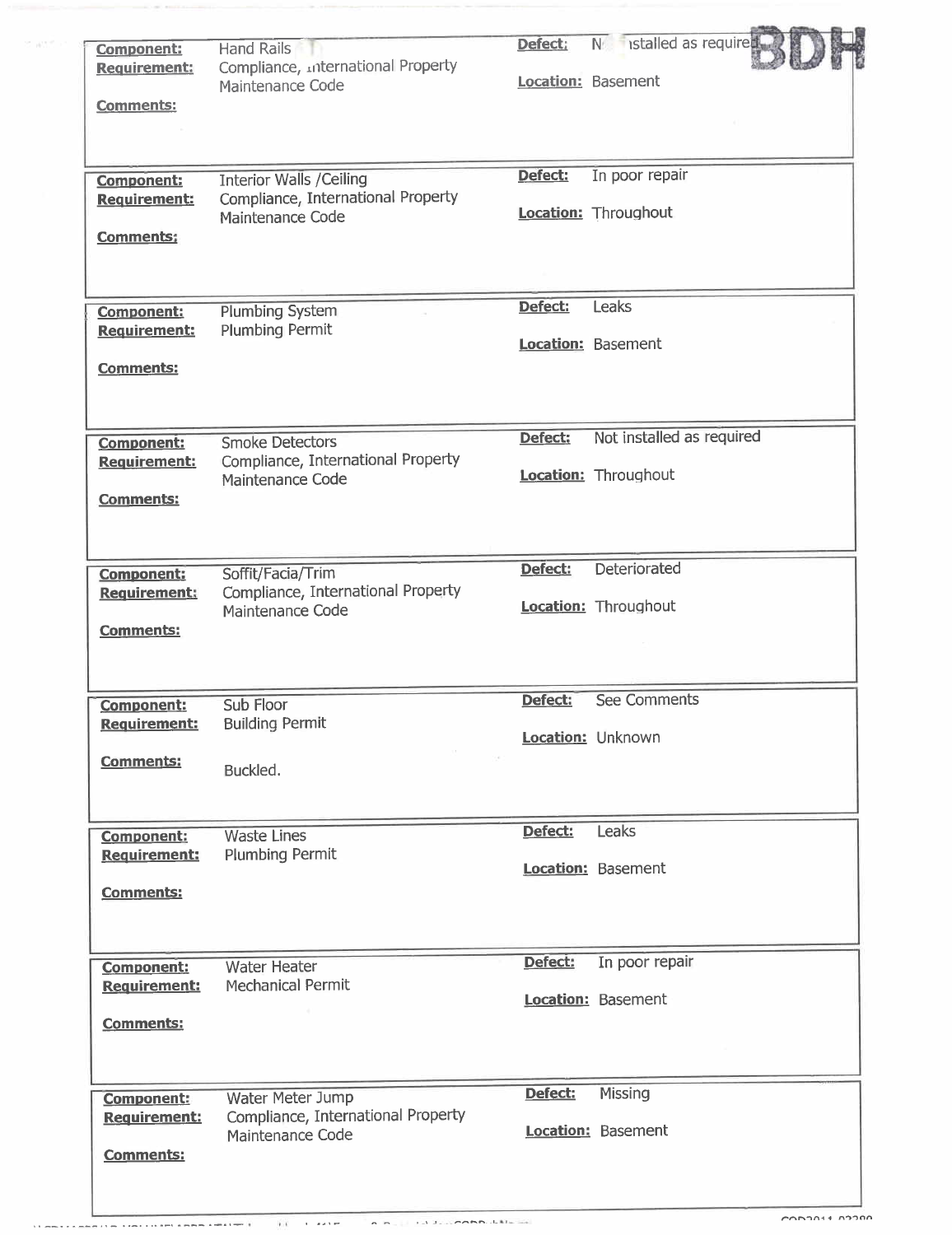**Component:** Hand Rails
**Requirement:** Compliance, International Property Maintenance Code
**Comments:**

**Defect:** Not installed as required
**Location:** Basement

---

**Component:** Interior Walls /Ceiling
**Requirement:** Compliance, International Property Maintenance Code
**Comments:**

**Defect:** In poor repair
**Location:** Throughout

---

**Component:** Plumbing System
**Requirement:** Plumbing Permit
**Comments:**

**Defect:** Leaks
**Location:** Basement

---

**Component:** Smoke Detectors
**Requirement:** Compliance, International Property Maintenance Code
**Comments:**

**Defect:** Not installed as required
**Location:** Throughout

---

**Component:** Soffit/Facia/Trim
**Requirement:** Compliance, International Property Maintenance Code
**Comments:**

**Defect:** Deteriorated
**Location:** Throughout

---

**Component:** Sub Floor
**Requirement:** Building Permit
**Comments:** Buckled.

**Defect:** See Comments
**Location:** Unknown

---

**Component:** Waste Lines
**Requirement:** Plumbing Permit
**Comments:**

**Defect:** Leaks
**Location:** Basement

---

**Component:** Water Heater
**Requirement:** Mechanical Permit
**Comments:**

**Defect:** In poor repair
**Location:** Basement

---

**Component:** Water Meter Jump
**Requirement:** Compliance, International Property Maintenance Code
**Comments:**

**Defect:** Missing
**Location:** Basement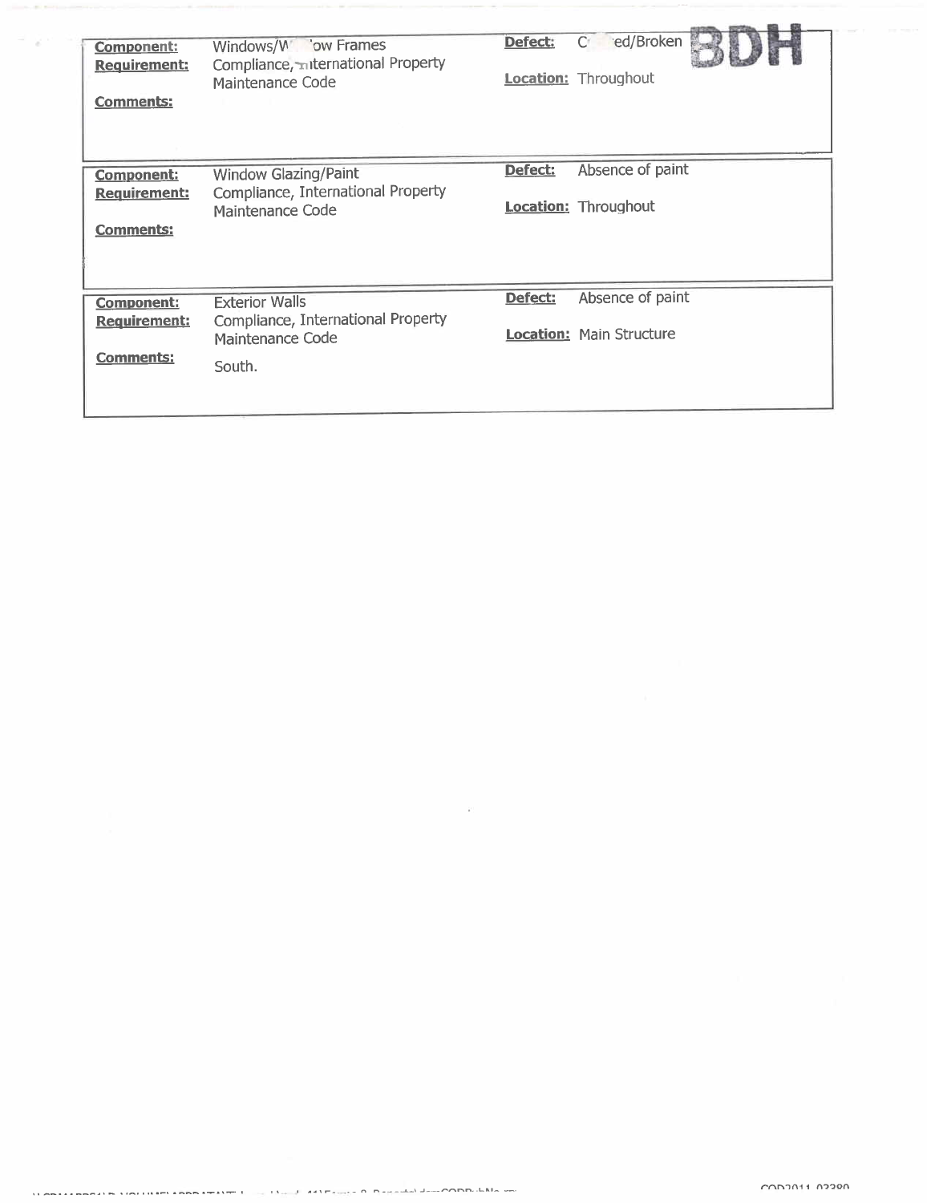| | | | |
|---|---|---|---|
| **Component:** | Windows/W  ow Frames | **Defect:** | C  ed/Broken |
| **Requirement:** | Compliance, International Property Maintenance Code | **Location:** | Throughout |
| **Comments:** | | | |

BDH

| | | | |
|---|---|---|---|
| **Component:** | Window Glazing/Paint | **Defect:** | Absence of paint |
| **Requirement:** | Compliance, International Property Maintenance Code | **Location:** | Throughout |
| **Comments:** | | | |

| | | | |
|---|---|---|---|
| **Component:** | Exterior Walls | **Defect:** | Absence of paint |
| **Requirement:** | Compliance, International Property Maintenance Code | **Location:** | Main Structure |
| **Comments:** | South. | | |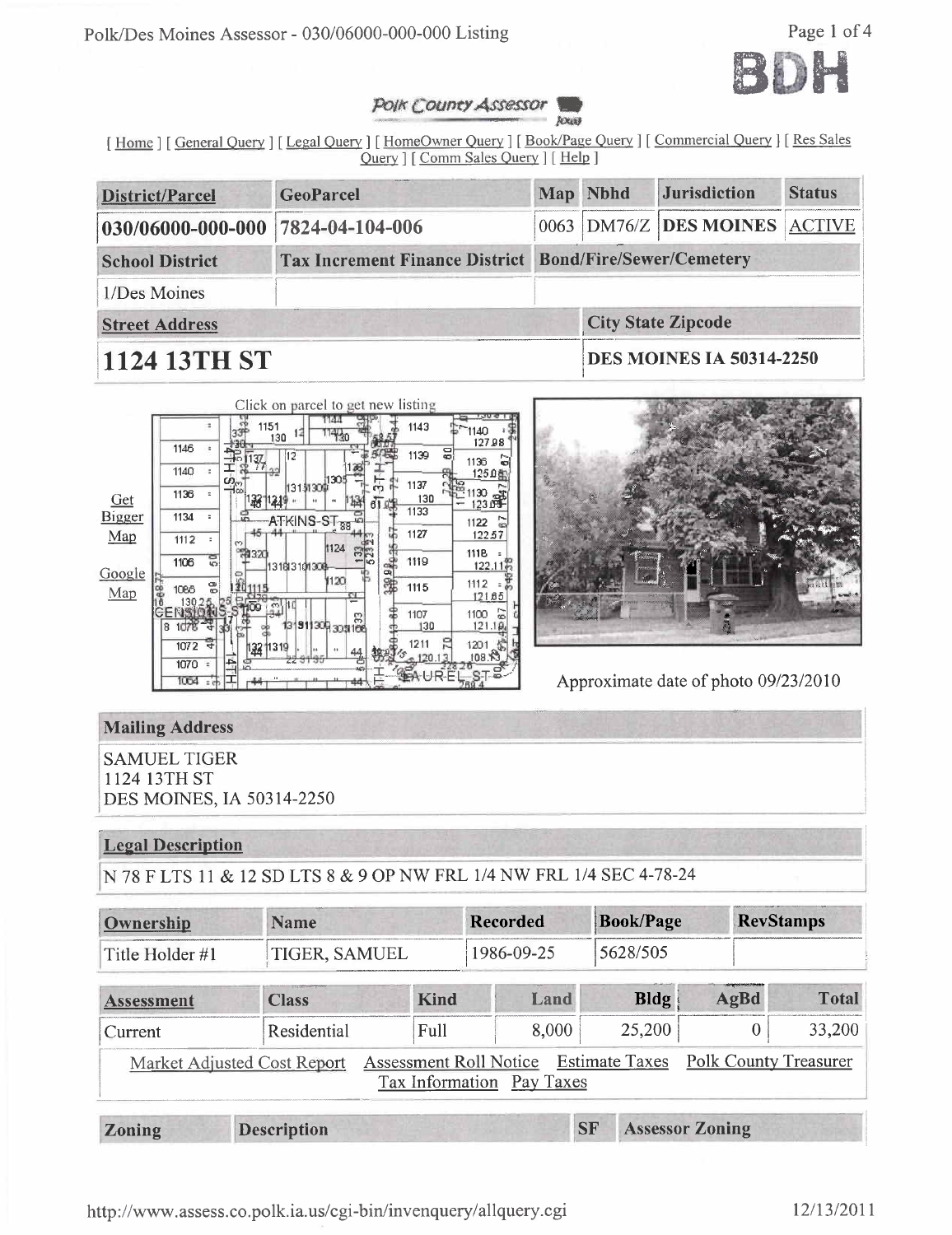Polk County Assessor

[ Home ] [ General Query ] [ Legal Query ] [ HomeOwner Query ] [ Book/Page Query ] [ Commercial Query ] [ Res Sales Query ] [ Comm Sales Query ] [ Help ]

| District/Parcel | GeoParcel | Map | Nbhd | Jurisdiction | Status |
|---|---|---|---|---|---|
| 030/06000-000-000 | 7824-04-104-006 | 0063 | DM76/Z | DES MOINES | ACTIVE |

| School District | Tax Increment Finance District | Bond/Fire/Sewer/Cemetery |
|---|---|---|
| 1/Des Moines | | |

| Street Address | City State Zipcode |
|---|---|
| **1124 13TH ST** | DES MOINES IA 50314-2250 |

Click on parcel to get new listing

Get Bigger Map

Google Map

Approximate date of photo 09/23/2010

## Mailing Address

SAMUEL TIGER
1124 13TH ST
DES MOINES, IA 50314-2250

## Legal Description

N 78 F LTS 11 & 12 SD LTS 8 & 9 OP NW FRL 1/4 NW FRL 1/4 SEC 4-78-24

| Ownership | Name | Recorded | Book/Page | RevStamps |
|---|---|---|---|---|
| Title Holder #1 | TIGER, SAMUEL | 1986-09-25 | 5628/505 | |

| Assessment | Class | Kind | Land | Bldg | AgBd | Total |
|---|---|---|---|---|---|---|
| Current | Residential | Full | 8,000 | 25,200 | 0 | 33,200 |

Market Adjusted Cost Report   Assessment Roll Notice   Estimate Taxes   Polk County Treasurer Tax Information   Pay Taxes

| Zoning | Description | SF | Assessor Zoning |
|---|---|---|---|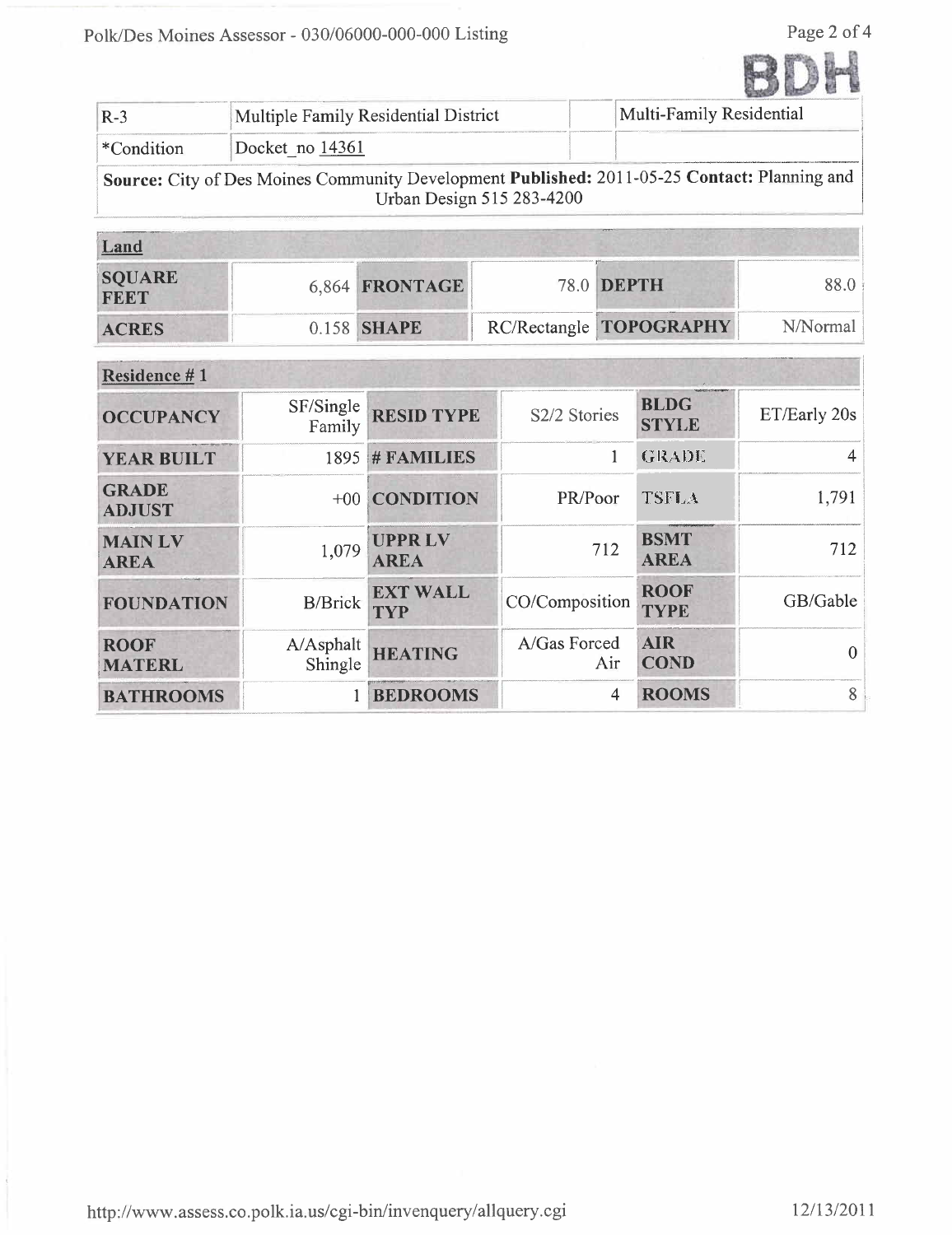BDH

| | | | |
|---|---|---|---|
| R-3 | Multiple Family Residential District | | Multi-Family Residential |
| *Condition | Docket_no 14361 | | |

**Source:** City of Des Moines Community Development **Published:** 2011-05-25 **Contact:** Planning and Urban Design 515 283-4200

| Land | | | | | |
|---|---|---|---|---|---|
| **SQUARE FEET** | 6,864 | **FRONTAGE** | 78.0 | **DEPTH** | 88.0 |
| **ACRES** | 0.158 | **SHAPE** | RC/Rectangle | **TOPOGRAPHY** | N/Normal |

| Residence # 1 | | | | | |
|---|---|---|---|---|---|
| **OCCUPANCY** | SF/Single Family | **RESID TYPE** | S2/2 Stories | **BLDG STYLE** | ET/Early 20s |
| **YEAR BUILT** | 1895 | **# FAMILIES** | 1 | **GRADE** | 4 |
| **GRADE ADJUST** | +00 | **CONDITION** | PR/Poor | **TSFLA** | 1,791 |
| **MAIN LV AREA** | 1,079 | **UPPR LV AREA** | 712 | **BSMT AREA** | 712 |
| **FOUNDATION** | B/Brick | **EXT WALL TYP** | CO/Composition | **ROOF TYPE** | GB/Gable |
| **ROOF MATERL** | A/Asphalt Shingle | **HEATING** | A/Gas Forced Air | **AIR COND** | 0 |
| **BATHROOMS** | 1 | **BEDROOMS** | 4 | **ROOMS** | 8 |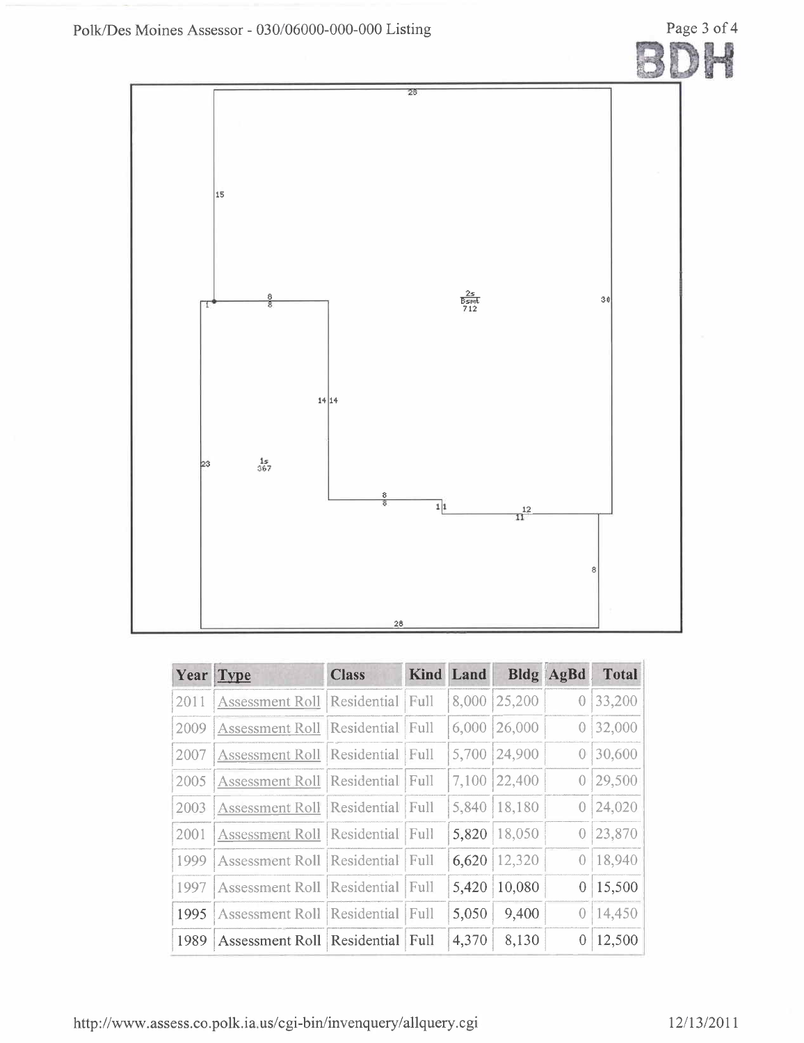| Year | Type | Class | Kind | Land | Bldg | AgBd | Total |
|---|---|---|---|---|---|---|---|
| 2011 | Assessment Roll | Residential | Full | 8,000 | 25,200 | 0 | 33,200 |
| 2009 | Assessment Roll | Residential | Full | 6,000 | 26,000 | 0 | 32,000 |
| 2007 | Assessment Roll | Residential | Full | 5,700 | 24,900 | 0 | 30,600 |
| 2005 | Assessment Roll | Residential | Full | 7,100 | 22,400 | 0 | 29,500 |
| 2003 | Assessment Roll | Residential | Full | 5,840 | 18,180 | 0 | 24,020 |
| 2001 | Assessment Roll | Residential | Full | 5,820 | 18,050 | 0 | 23,870 |
| 1999 | Assessment Roll | Residential | Full | 6,620 | 12,320 | 0 | 18,940 |
| 1997 | Assessment Roll | Residential | Full | 5,420 | 10,080 | 0 | 15,500 |
| 1995 | Assessment Roll | Residential | Full | 5,050 | 9,400 | 0 | 14,450 |
| 1989 | Assessment Roll | Residential | Full | 4,370 | 8,130 | 0 | 12,500 |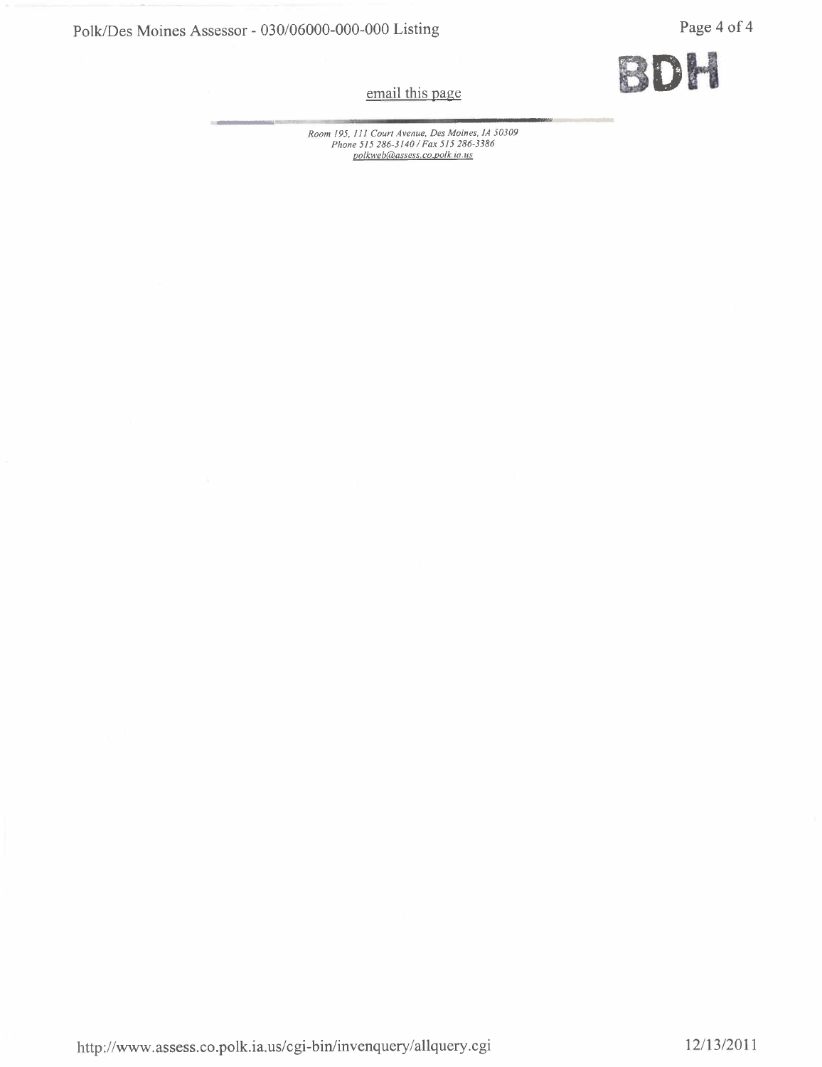BDH

email this page

*Room 195, 111 Court Avenue, Des Moines, IA 50309*
*Phone 515 286-3140 / Fax 515 286-3386*
*polkweb@assess.co.polk.ia.us*